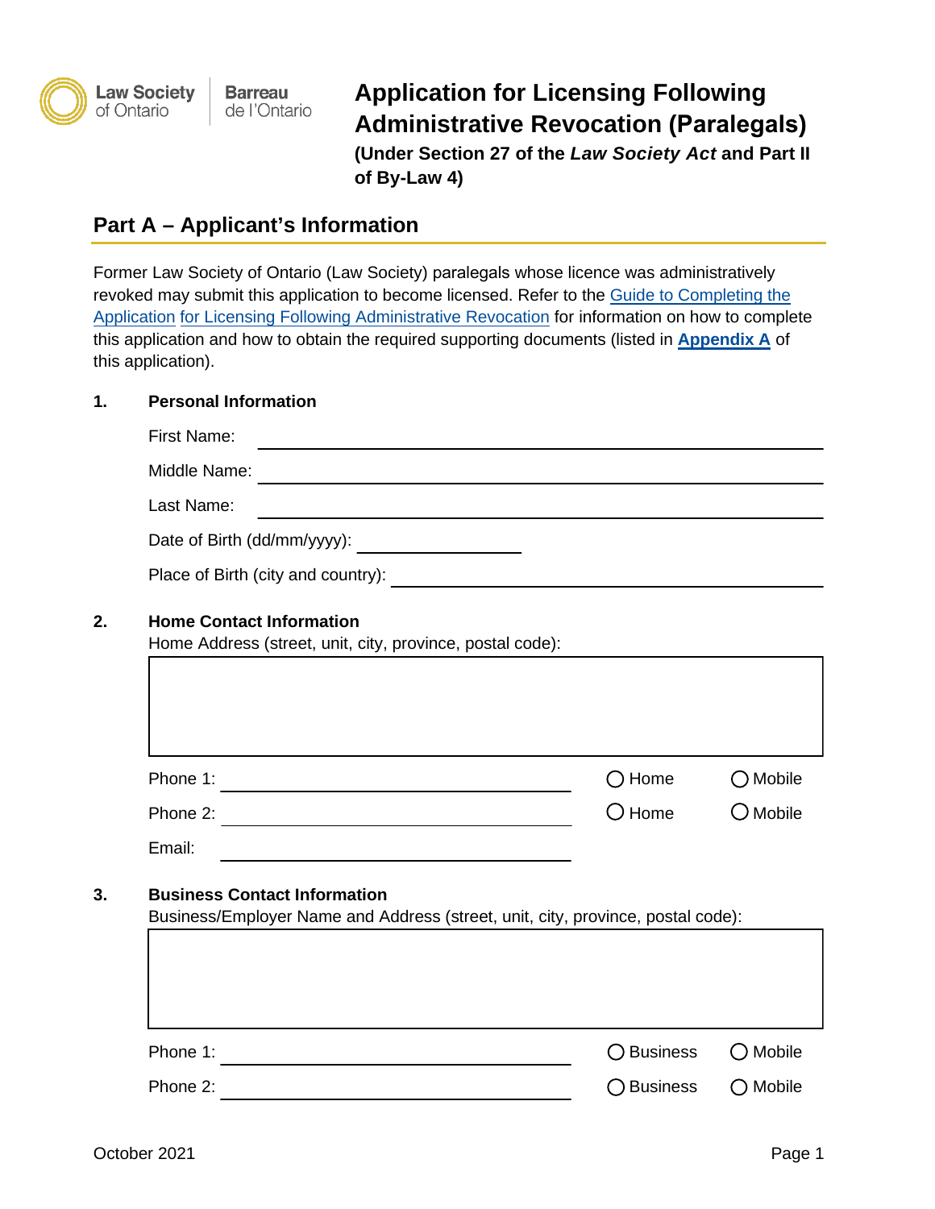Law Society of Ontario | Barreau de l'Ontario

# Application for Licensing Following Administrative Revocation (Paralegals)

**(Under Section 27 of the *Law Society Act* and Part II of By-Law 4)**

## Part A – Applicant's Information

Former Law Society of Ontario (Law Society) paralegals whose licence was administratively revoked may submit this application to become licensed. Refer to the Guide to Completing the Application for Licensing Following Administrative Revocation for information on how to complete this application and how to obtain the required supporting documents (listed in **Appendix A** of this application).

**1. Personal Information**

First Name: ______________________

Middle Name: ______________________

Last Name: ______________________

Date of Birth (dd/mm/yyyy): ______________

Place of Birth (city and country): ______________________

**2. Home Contact Information**

Home Address (street, unit, city, province, postal code):

______________________

Phone 1: ______________________ ○ Home ○ Mobile

Phone 2: ______________________ ○ Home ○ Mobile

Email: ______________________

**3. Business Contact Information**

Business/Employer Name and Address (street, unit, city, province, postal code):

______________________

Phone 1: ______________________ ○ Business ○ Mobile

Phone 2: ______________________ ○ Business ○ Mobile

October 2021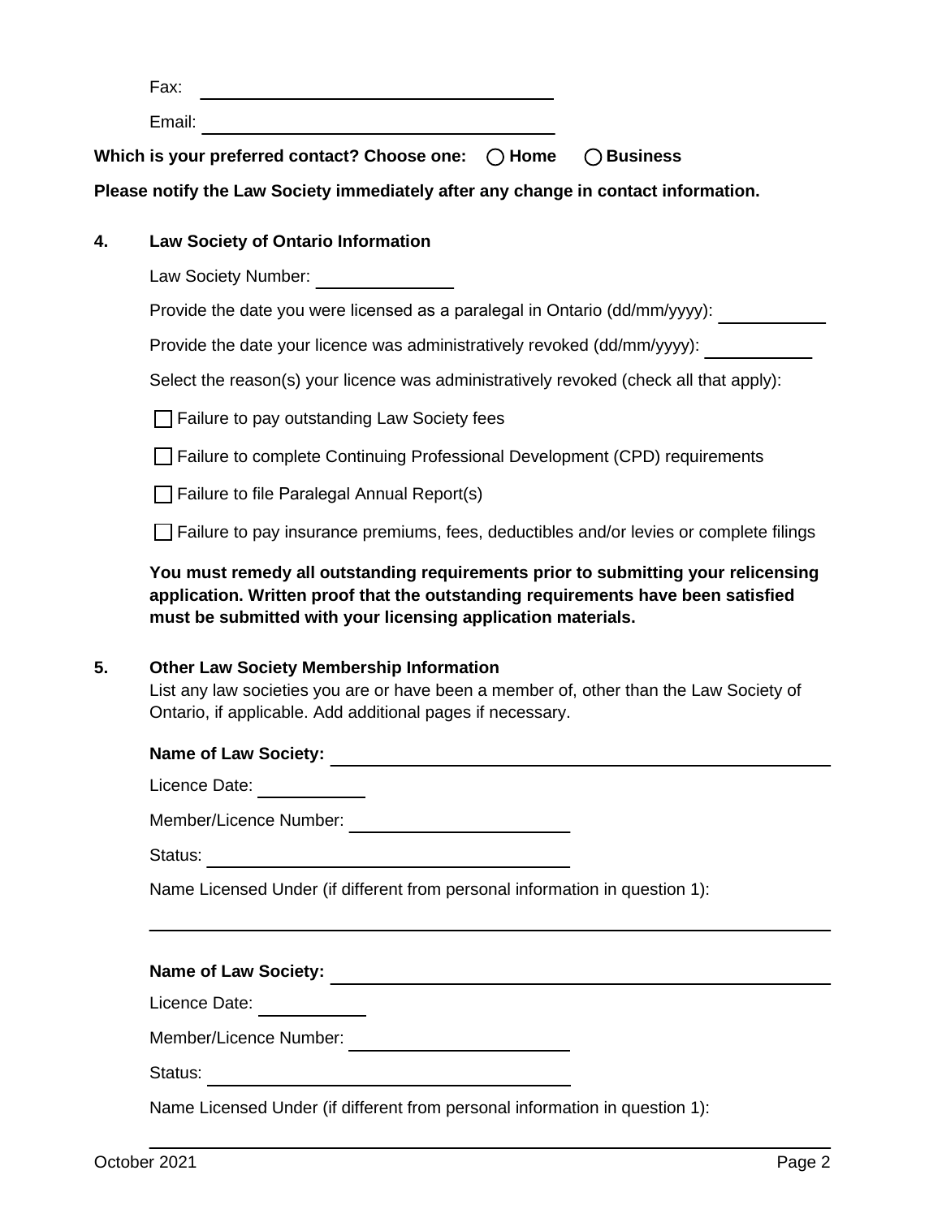Fax: \_\_\_\_\_\_\_\_\_\_\_\_\_\_\_\_\_\_\_\_

Email: \_\_\_\_\_\_\_\_\_\_\_\_\_\_\_\_\_\_\_\_

**Which is your preferred contact? Choose one: ◯ Home ◯ Business**

**Please notify the Law Society immediately after any change in contact information.**

**4. Law Society of Ontario Information**

Law Society Number: \_\_\_\_\_\_\_\_\_\_

Provide the date you were licensed as a paralegal in Ontario (dd/mm/yyyy): \_\_\_\_\_\_\_\_\_\_

Provide the date your licence was administratively revoked (dd/mm/yyyy): \_\_\_\_\_\_\_\_\_\_

Select the reason(s) your licence was administratively revoked (check all that apply):

- ☐ Failure to pay outstanding Law Society fees
- ☐ Failure to complete Continuing Professional Development (CPD) requirements
- ☐ Failure to file Paralegal Annual Report(s)
- ☐ Failure to pay insurance premiums, fees, deductibles and/or levies or complete filings

**You must remedy all outstanding requirements prior to submitting your relicensing application. Written proof that the outstanding requirements have been satisfied must be submitted with your licensing application materials.**

**5. Other Law Society Membership Information**

List any law societies you are or have been a member of, other than the Law Society of Ontario, if applicable. Add additional pages if necessary.

**Name of Law Society:** \_\_\_\_\_\_\_\_\_\_\_\_\_\_\_\_\_\_\_\_

Licence Date: \_\_\_\_\_\_\_\_\_\_

Member/Licence Number: \_\_\_\_\_\_\_\_\_\_

Status: \_\_\_\_\_\_\_\_\_\_\_\_\_\_\_\_\_\_\_\_

Name Licensed Under (if different from personal information in question 1):

\_\_\_\_\_\_\_\_\_\_\_\_\_\_\_\_\_\_\_\_\_\_\_\_\_\_\_\_\_\_\_\_\_\_\_\_\_\_\_\_

**Name of Law Society:** \_\_\_\_\_\_\_\_\_\_\_\_\_\_\_\_\_\_\_\_

Licence Date: \_\_\_\_\_\_\_\_\_\_

Member/Licence Number: \_\_\_\_\_\_\_\_\_\_

Status: \_\_\_\_\_\_\_\_\_\_\_\_\_\_\_\_\_\_\_\_

Name Licensed Under (if different from personal information in question 1):

\_\_\_\_\_\_\_\_\_\_\_\_\_\_\_\_\_\_\_\_\_\_\_\_\_\_\_\_\_\_\_\_\_\_\_\_\_\_\_\_

October 2021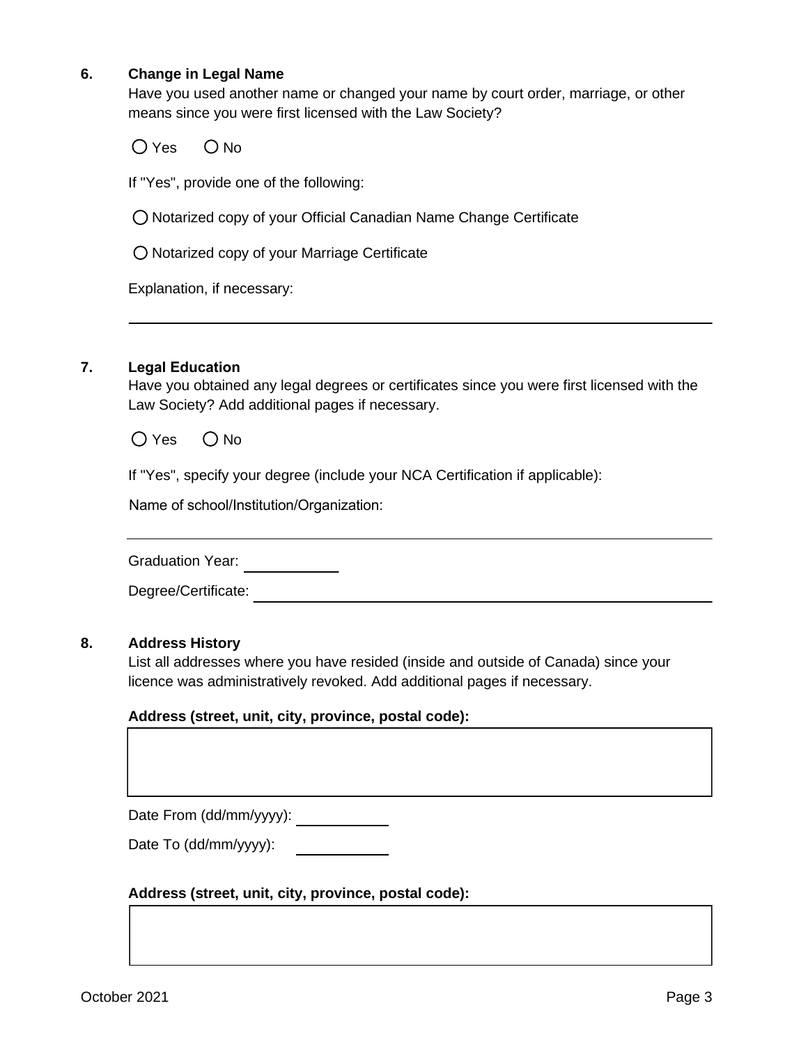### 6. Change in Legal Name

Have you used another name or changed your name by court order, marriage, or other means since you were first licensed with the Law Society?

○ Yes ○ No

If "Yes", provide one of the following:

○ Notarized copy of your Official Canadian Name Change Certificate

○ Notarized copy of your Marriage Certificate

Explanation, if necessary:

______________________________________________________________________

### 7. Legal Education

Have you obtained any legal degrees or certificates since you were first licensed with the Law Society? Add additional pages if necessary.

○ Yes ○ No

If "Yes", specify your degree (include your NCA Certification if applicable):

Name of school/Institution/Organization:

______________________________________________________________________

Graduation Year: ____________

Degree/Certificate: ______________________________________________

### 8. Address History

List all addresses where you have resided (inside and outside of Canada) since your licence was administratively revoked. Add additional pages if necessary.

**Address (street, unit, city, province, postal code):**

______________________________________________________________________

Date From (dd/mm/yyyy): ____________

Date To (dd/mm/yyyy): ____________

**Address (street, unit, city, province, postal code):**

______________________________________________________________________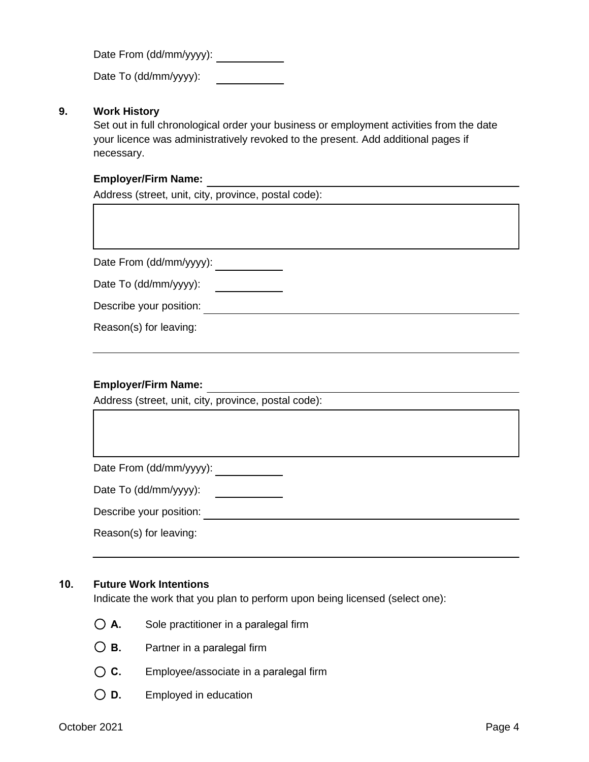Date From (dd/mm/yyyy): ___________

Date To (dd/mm/yyyy): ___________

## 9. Work History

Set out in full chronological order your business or employment activities from the date your licence was administratively revoked to the present. Add additional pages if necessary.

**Employer/Firm Name:** ___________________________________________

Address (street, unit, city, province, postal code):

&nbsp;

Date From (dd/mm/yyyy): ___________

Date To (dd/mm/yyyy): ___________

Describe your position: ___________________________________________

Reason(s) for leaving:

___________________________________________

**Employer/Firm Name:** ___________________________________________

Address (street, unit, city, province, postal code):

&nbsp;

Date From (dd/mm/yyyy): ___________

Date To (dd/mm/yyyy): ___________

Describe your position: ___________________________________________

Reason(s) for leaving:

___________________________________________

## 10. Future Work Intentions

Indicate the work that you plan to perform upon being licensed (select one):

- ◯ **A.** Sole practitioner in a paralegal firm
- ◯ **B.** Partner in a paralegal firm
- ◯ **C.** Employee/associate in a paralegal firm
- ◯ **D.** Employed in education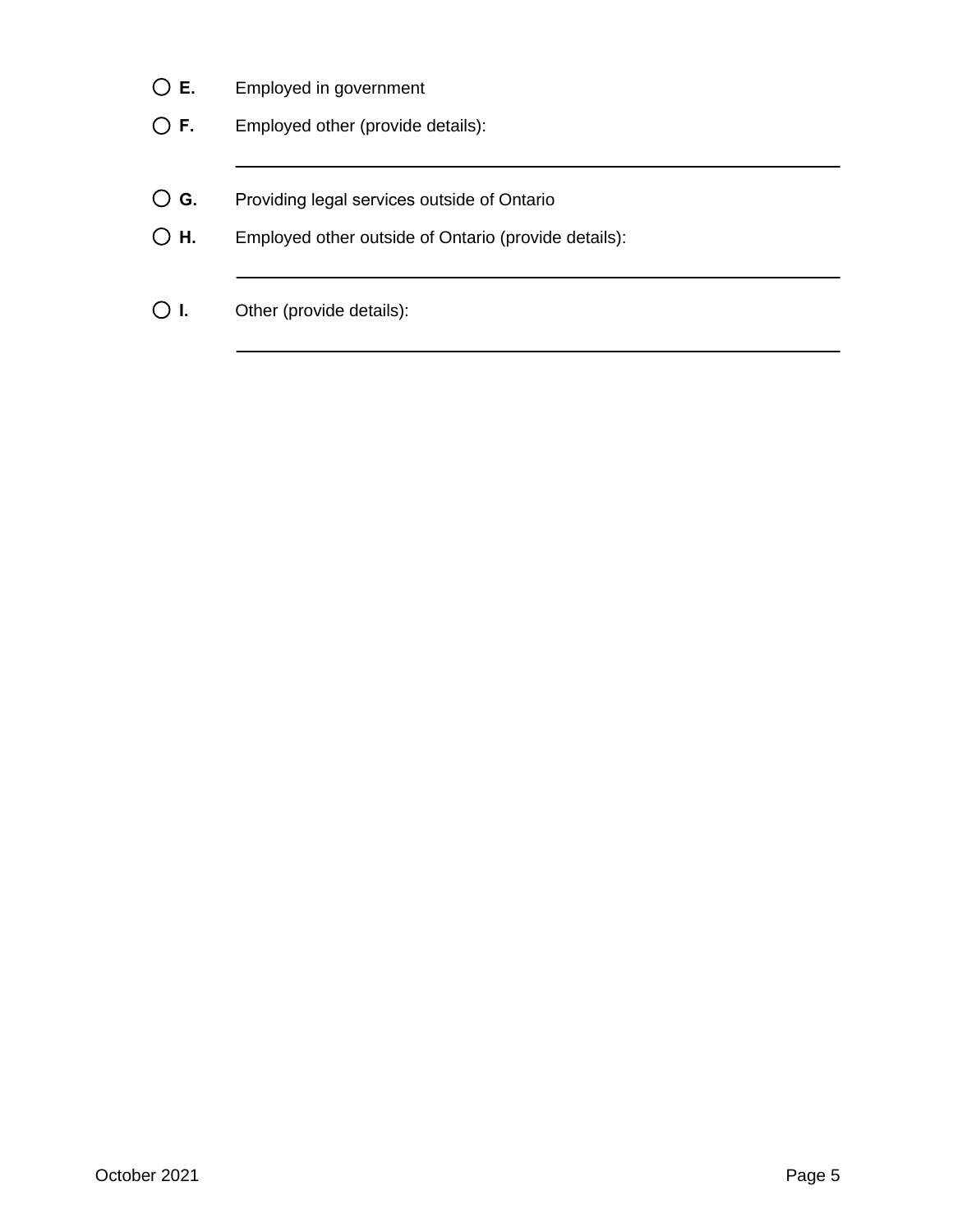- ○ **E.** Employed in government
- ○ **F.** Employed other (provide details):

  ______________________________________________

- ○ **G.** Providing legal services outside of Ontario
- ○ **H.** Employed other outside of Ontario (provide details):

  ______________________________________________

- ○ **I.** Other (provide details):

  ______________________________________________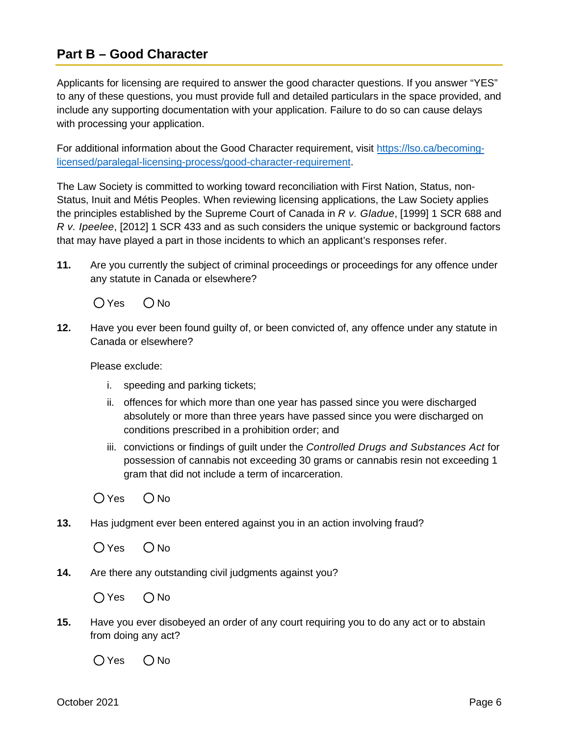## Part B – Good Character

Applicants for licensing are required to answer the good character questions. If you answer "YES" to any of these questions, you must provide full and detailed particulars in the space provided, and include any supporting documentation with your application. Failure to do so can cause delays with processing your application.

For additional information about the Good Character requirement, visit [https://lso.ca/becoming-licensed/paralegal-licensing-process/good-character-requirement](https://lso.ca/becoming-licensed/paralegal-licensing-process/good-character-requirement).

The Law Society is committed to working toward reconciliation with First Nation, Status, non-Status, Inuit and Métis Peoples. When reviewing licensing applications, the Law Society applies the principles established by the Supreme Court of Canada in *R v. Gladue*, [1999] 1 SCR 688 and *R v. Ipeelee*, [2012] 1 SCR 433 and as such considers the unique systemic or background factors that may have played a part in those incidents to which an applicant's responses refer.

**11.** Are you currently the subject of criminal proceedings or proceedings for any offence under any statute in Canada or elsewhere?

○ Yes ○ No

**12.** Have you ever been found guilty of, or been convicted of, any offence under any statute in Canada or elsewhere?

Please exclude:

i. speeding and parking tickets;

ii. offences for which more than one year has passed since you were discharged absolutely or more than three years have passed since you were discharged on conditions prescribed in a prohibition order; and

iii. convictions or findings of guilt under the *Controlled Drugs and Substances Act* for possession of cannabis not exceeding 30 grams or cannabis resin not exceeding 1 gram that did not include a term of incarceration.

○ Yes ○ No

**13.** Has judgment ever been entered against you in an action involving fraud?

○ Yes ○ No

**14.** Are there any outstanding civil judgments against you?

○ Yes ○ No

**15.** Have you ever disobeyed an order of any court requiring you to do any act or to abstain from doing any act?

○ Yes ○ No

October 2021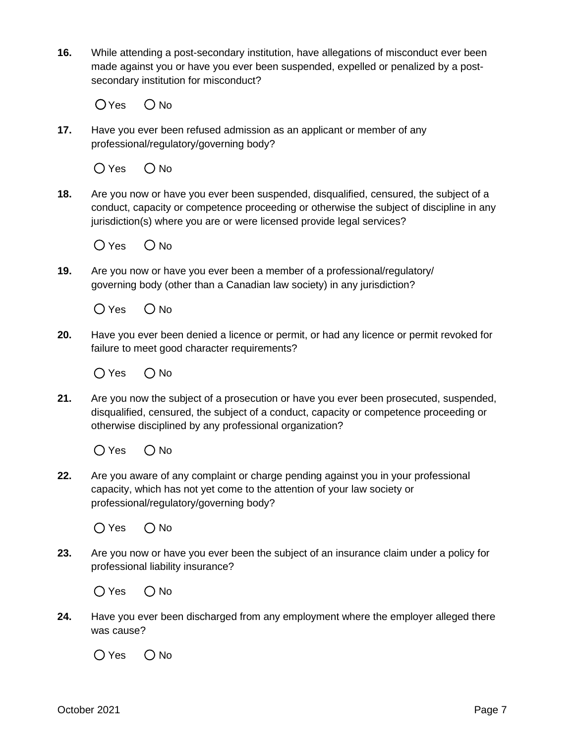**16.** While attending a post-secondary institution, have allegations of misconduct ever been made against you or have you ever been suspended, expelled or penalized by a post-secondary institution for misconduct?

○ Yes ○ No

**17.** Have you ever been refused admission as an applicant or member of any professional/regulatory/governing body?

○ Yes ○ No

**18.** Are you now or have you ever been suspended, disqualified, censured, the subject of a conduct, capacity or competence proceeding or otherwise the subject of discipline in any jurisdiction(s) where you are or were licensed provide legal services?

○ Yes ○ No

**19.** Are you now or have you ever been a member of a professional/regulatory/ governing body (other than a Canadian law society) in any jurisdiction?

○ Yes ○ No

**20.** Have you ever been denied a licence or permit, or had any licence or permit revoked for failure to meet good character requirements?

○ Yes ○ No

**21.** Are you now the subject of a prosecution or have you ever been prosecuted, suspended, disqualified, censured, the subject of a conduct, capacity or competence proceeding or otherwise disciplined by any professional organization?

○ Yes ○ No

**22.** Are you aware of any complaint or charge pending against you in your professional capacity, which has not yet come to the attention of your law society or professional/regulatory/governing body?

○ Yes ○ No

**23.** Are you now or have you ever been the subject of an insurance claim under a policy for professional liability insurance?

○ Yes ○ No

**24.** Have you ever been discharged from any employment where the employer alleged there was cause?

○ Yes ○ No

October 2021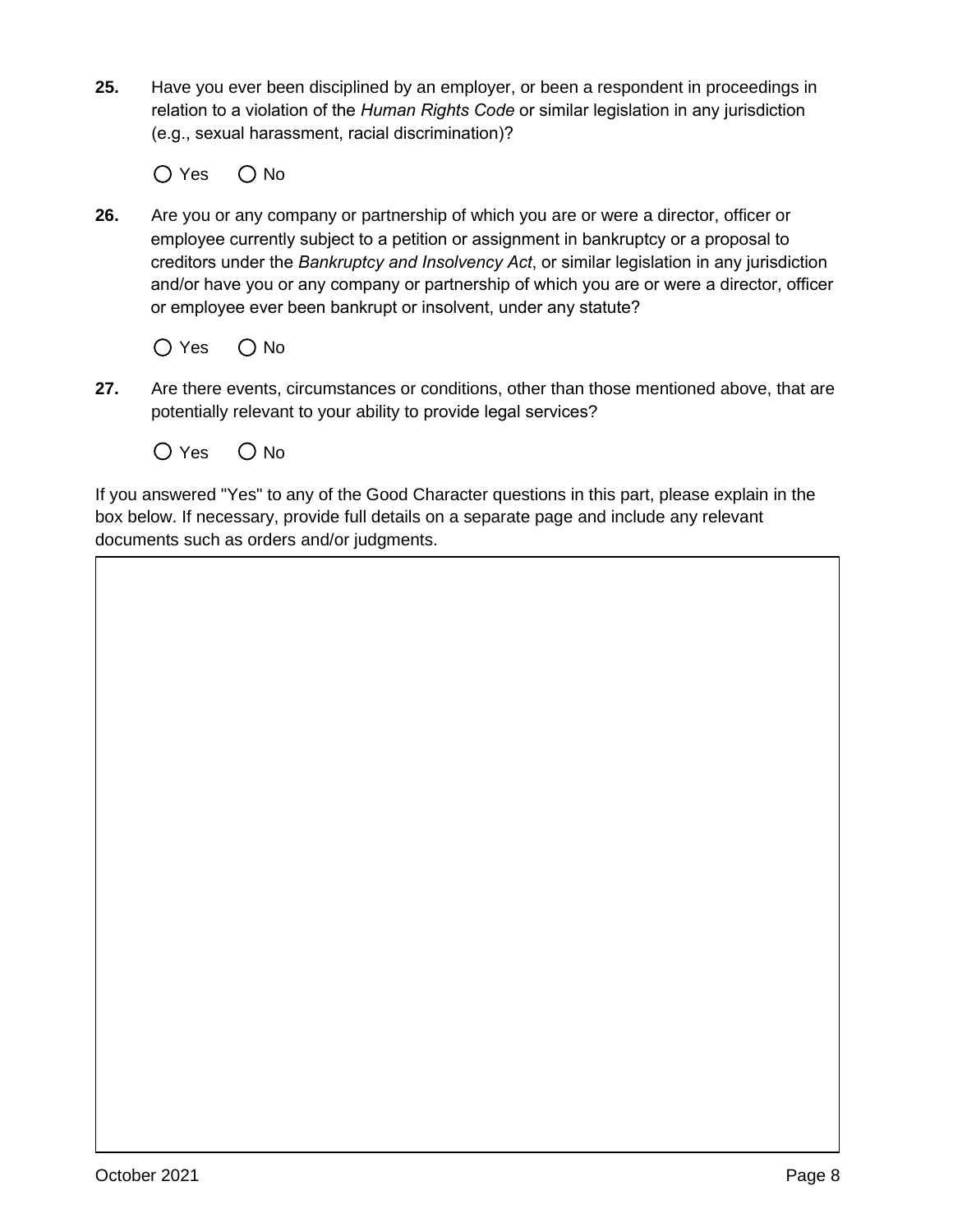**25.** Have you ever been disciplined by an employer, or been a respondent in proceedings in relation to a violation of the *Human Rights Code* or similar legislation in any jurisdiction (e.g., sexual harassment, racial discrimination)?

○ Yes ○ No

**26.** Are you or any company or partnership of which you are or were a director, officer or employee currently subject to a petition or assignment in bankruptcy or a proposal to creditors under the *Bankruptcy and Insolvency Act*, or similar legislation in any jurisdiction and/or have you or any company or partnership of which you are or were a director, officer or employee ever been bankrupt or insolvent, under any statute?

○ Yes ○ No

**27.** Are there events, circumstances or conditions, other than those mentioned above, that are potentially relevant to your ability to provide legal services?

○ Yes ○ No

If you answered "Yes" to any of the Good Character questions in this part, please explain in the box below. If necessary, provide full details on a separate page and include any relevant documents such as orders and/or judgments.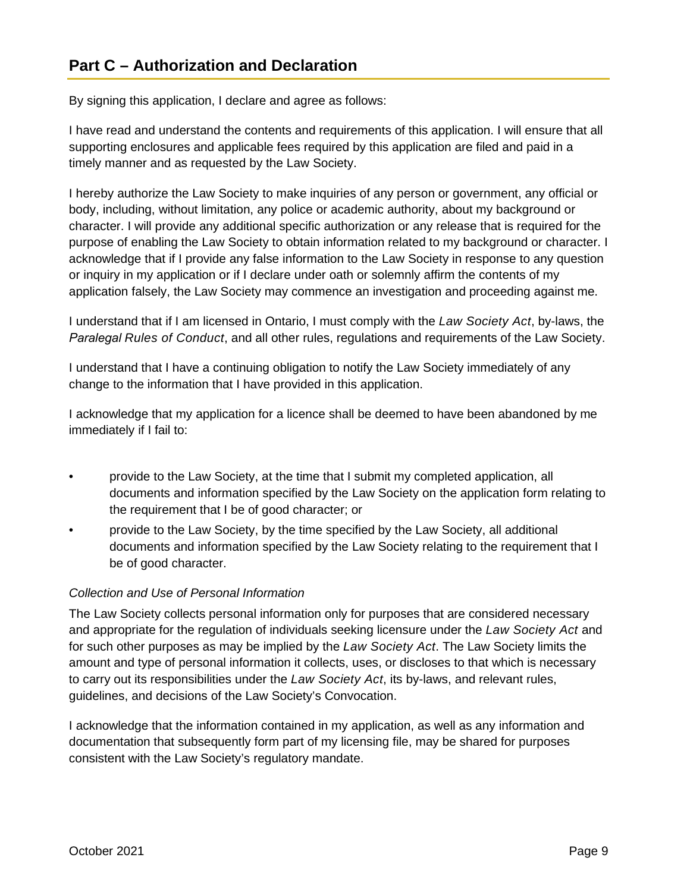## Part C – Authorization and Declaration

By signing this application, I declare and agree as follows:

I have read and understand the contents and requirements of this application. I will ensure that all supporting enclosures and applicable fees required by this application are filed and paid in a timely manner and as requested by the Law Society.

I hereby authorize the Law Society to make inquiries of any person or government, any official or body, including, without limitation, any police or academic authority, about my background or character. I will provide any additional specific authorization or any release that is required for the purpose of enabling the Law Society to obtain information related to my background or character. I acknowledge that if I provide any false information to the Law Society in response to any question or inquiry in my application or if I declare under oath or solemnly affirm the contents of my application falsely, the Law Society may commence an investigation and proceeding against me.

I understand that if I am licensed in Ontario, I must comply with the *Law Society Act*, by-laws, the *Paralegal Rules of Conduct*, and all other rules, regulations and requirements of the Law Society.

I understand that I have a continuing obligation to notify the Law Society immediately of any change to the information that I have provided in this application.

I acknowledge that my application for a licence shall be deemed to have been abandoned by me immediately if I fail to:

- provide to the Law Society, at the time that I submit my completed application, all documents and information specified by the Law Society on the application form relating to the requirement that I be of good character; or
- provide to the Law Society, by the time specified by the Law Society, all additional documents and information specified by the Law Society relating to the requirement that I be of good character.

*Collection and Use of Personal Information*

The Law Society collects personal information only for purposes that are considered necessary and appropriate for the regulation of individuals seeking licensure under the *Law Society Act* and for such other purposes as may be implied by the *Law Society Act*. The Law Society limits the amount and type of personal information it collects, uses, or discloses to that which is necessary to carry out its responsibilities under the *Law Society Act*, its by-laws, and relevant rules, guidelines, and decisions of the Law Society's Convocation.

I acknowledge that the information contained in my application, as well as any information and documentation that subsequently form part of my licensing file, may be shared for purposes consistent with the Law Society's regulatory mandate.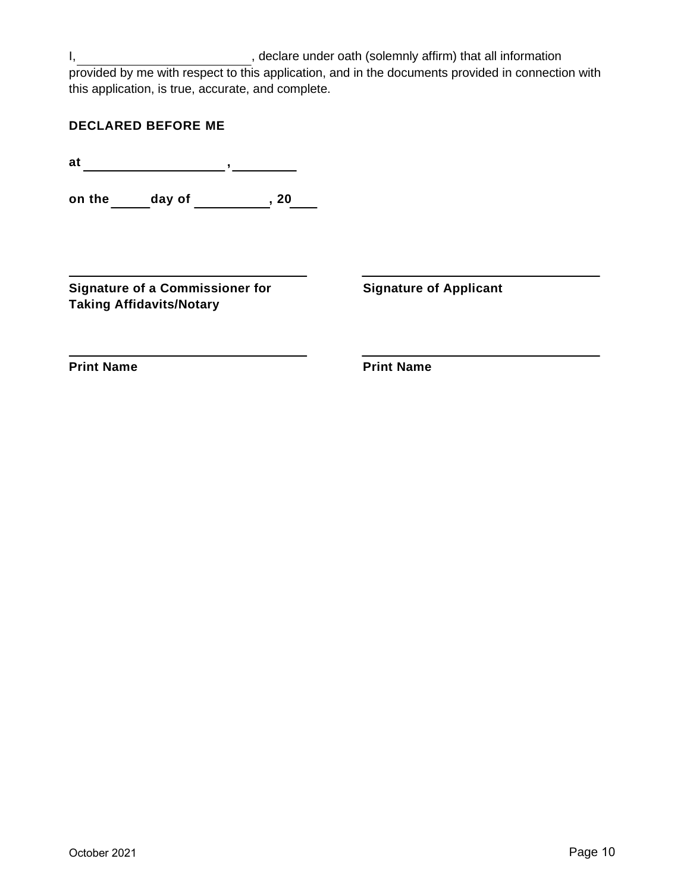I, ________________________, declare under oath (solemnly affirm) that all information provided by me with respect to this application, and in the documents provided in connection with this application, is true, accurate, and complete.

**DECLARED BEFORE ME**

**at** ____________________**,** _________

**on the** _____ **day of** __________**, 20**___

| | |
|---|---|
| ______________________________ | ______________________________ |
| **Signature of a Commissioner for Taking Affidavits/Notary** | **Signature of Applicant** |
| ______________________________ | ______________________________ |
| **Print Name** | **Print Name** |

October 2021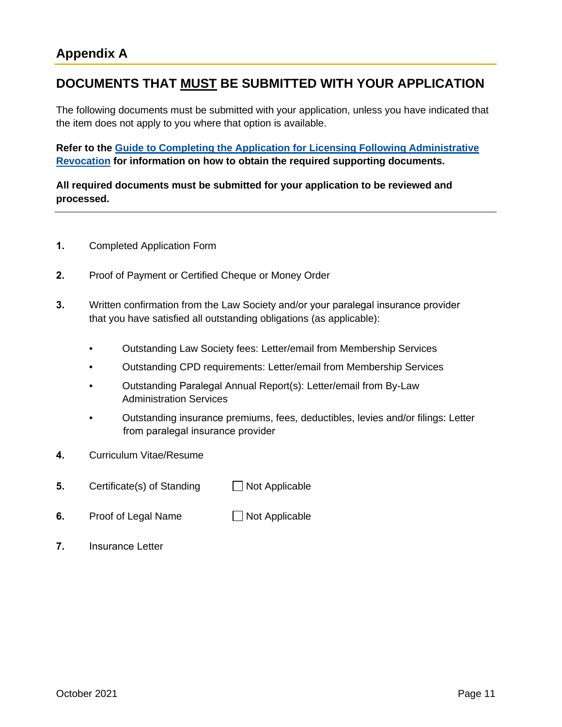## Appendix A

## DOCUMENTS THAT MUST BE SUBMITTED WITH YOUR APPLICATION

The following documents must be submitted with your application, unless you have indicated that the item does not apply to you where that option is available.

**Refer to the [Guide to Completing the Application for Licensing Following Administrative Revocation](#) for information on how to obtain the required supporting documents.**

**All required documents must be submitted for your application to be reviewed and processed.**

---

**1.** Completed Application Form

**2.** Proof of Payment or Certified Cheque or Money Order

**3.** Written confirmation from the Law Society and/or your paralegal insurance provider that you have satisfied all outstanding obligations (as applicable):

- Outstanding Law Society fees: Letter/email from Membership Services
- Outstanding CPD requirements: Letter/email from Membership Services
- Outstanding Paralegal Annual Report(s): Letter/email from By-Law Administration Services
- Outstanding insurance premiums, fees, deductibles, levies and/or filings: Letter from paralegal insurance provider

**4.** Curriculum Vitae/Resume

**5.** Certificate(s) of Standing ☐ Not Applicable

**6.** Proof of Legal Name ☐ Not Applicable

**7.** Insurance Letter